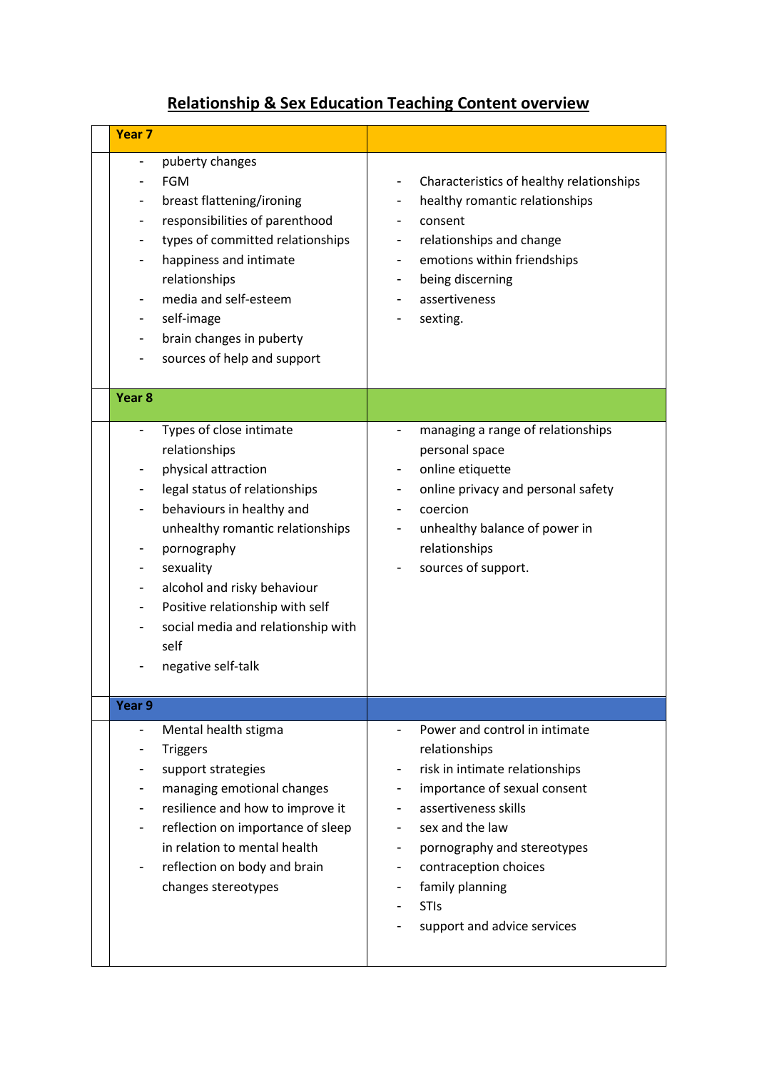# Relationship & Sex Education Teaching Content overview

| Year 7 | |
|---|---|
| - puberty changes<br>- FGM<br>- breast flattening/ironing<br>- responsibilities of parenthood<br>- types of committed relationships<br>- happiness and intimate relationships<br>- media and self-esteem<br>- self-image<br>- brain changes in puberty<br>- sources of help and support | - Characteristics of healthy relationships<br>- healthy romantic relationships<br>- consent<br>- relationships and change<br>- emotions within friendships<br>- being discerning<br>- assertiveness<br>- sexting. |
| **Year 8** | |
| - Types of close intimate relationships<br>- physical attraction<br>- legal status of relationships<br>- behaviours in healthy and unhealthy romantic relationships<br>- pornography<br>- sexuality<br>- alcohol and risky behaviour<br>- Positive relationship with self<br>- social media and relationship with self<br>- negative self-talk | - managing a range of relationships personal space<br>- online etiquette<br>- online privacy and personal safety<br>- coercion<br>- unhealthy balance of power in relationships<br>- sources of support. |
| **Year 9** | |
| - Mental health stigma<br>- Triggers<br>- support strategies<br>- managing emotional changes<br>- resilience and how to improve it<br>- reflection on importance of sleep in relation to mental health<br>- reflection on body and brain changes stereotypes | - Power and control in intimate relationships<br>- risk in intimate relationships<br>- importance of sexual consent<br>- assertiveness skills<br>- sex and the law<br>- pornography and stereotypes<br>- contraception choices<br>- family planning<br>- STIs<br>- support and advice services |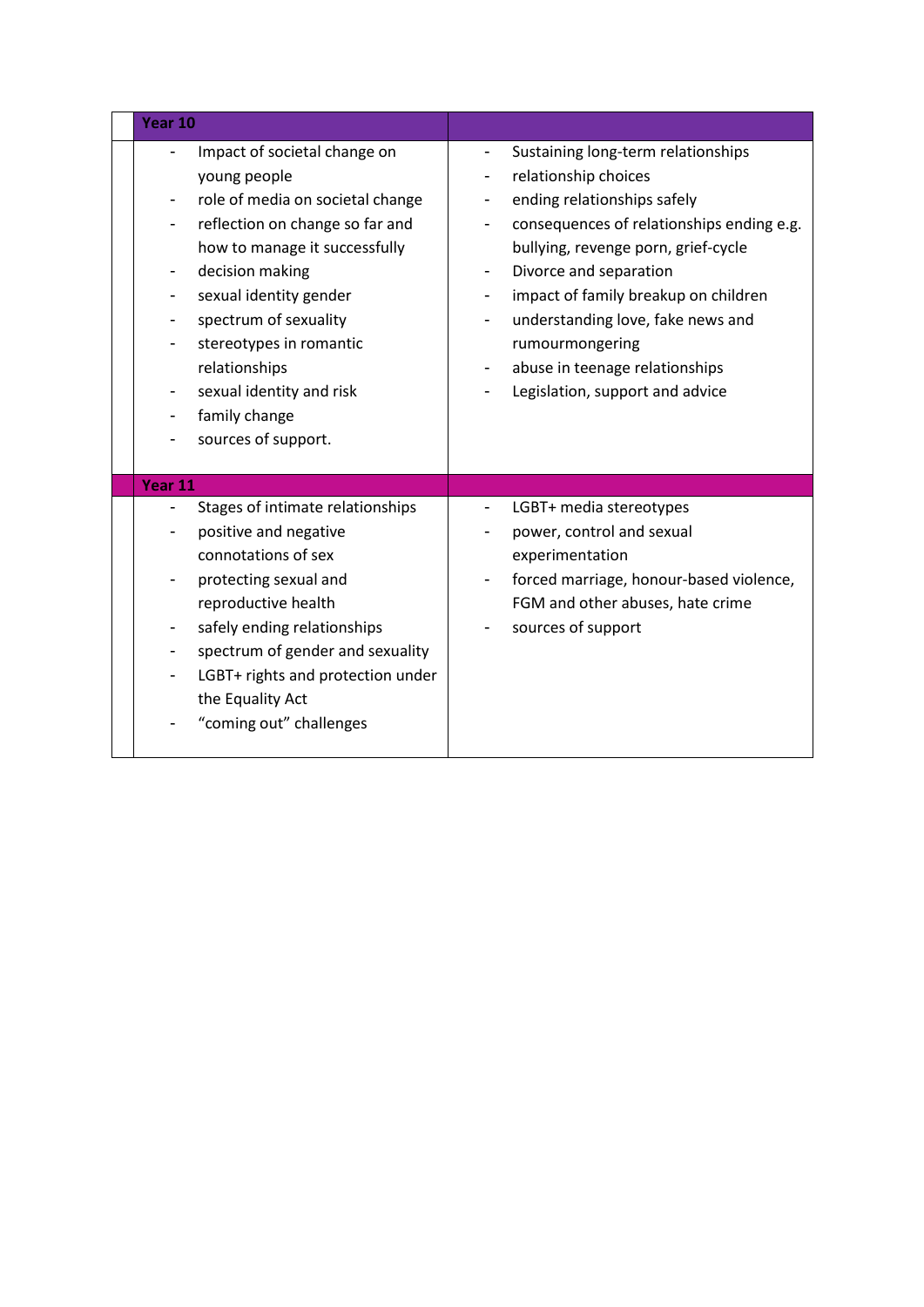| | Year 10 | |
|---|---|---|
| | - Impact of societal change on young people<br>- role of media on societal change<br>- reflection on change so far and how to manage it successfully<br>- decision making<br>- sexual identity gender<br>- spectrum of sexuality<br>- stereotypes in romantic relationships<br>- sexual identity and risk<br>- family change<br>- sources of support. | - Sustaining long-term relationships<br>- relationship choices<br>- ending relationships safely<br>- consequences of relationships ending e.g. bullying, revenge porn, grief-cycle<br>- Divorce and separation<br>- impact of family breakup on children<br>- understanding love, fake news and rumourmongering<br>- abuse in teenage relationships<br>- Legislation, support and advice |
| | **Year 11** | |
| | - Stages of intimate relationships<br>- positive and negative connotations of sex<br>- protecting sexual and reproductive health<br>- safely ending relationships<br>- spectrum of gender and sexuality<br>- LGBT+ rights and protection under the Equality Act<br>- "coming out" challenges | - LGBT+ media stereotypes<br>- power, control and sexual experimentation<br>- forced marriage, honour-based violence, FGM and other abuses, hate crime<br>- sources of support |